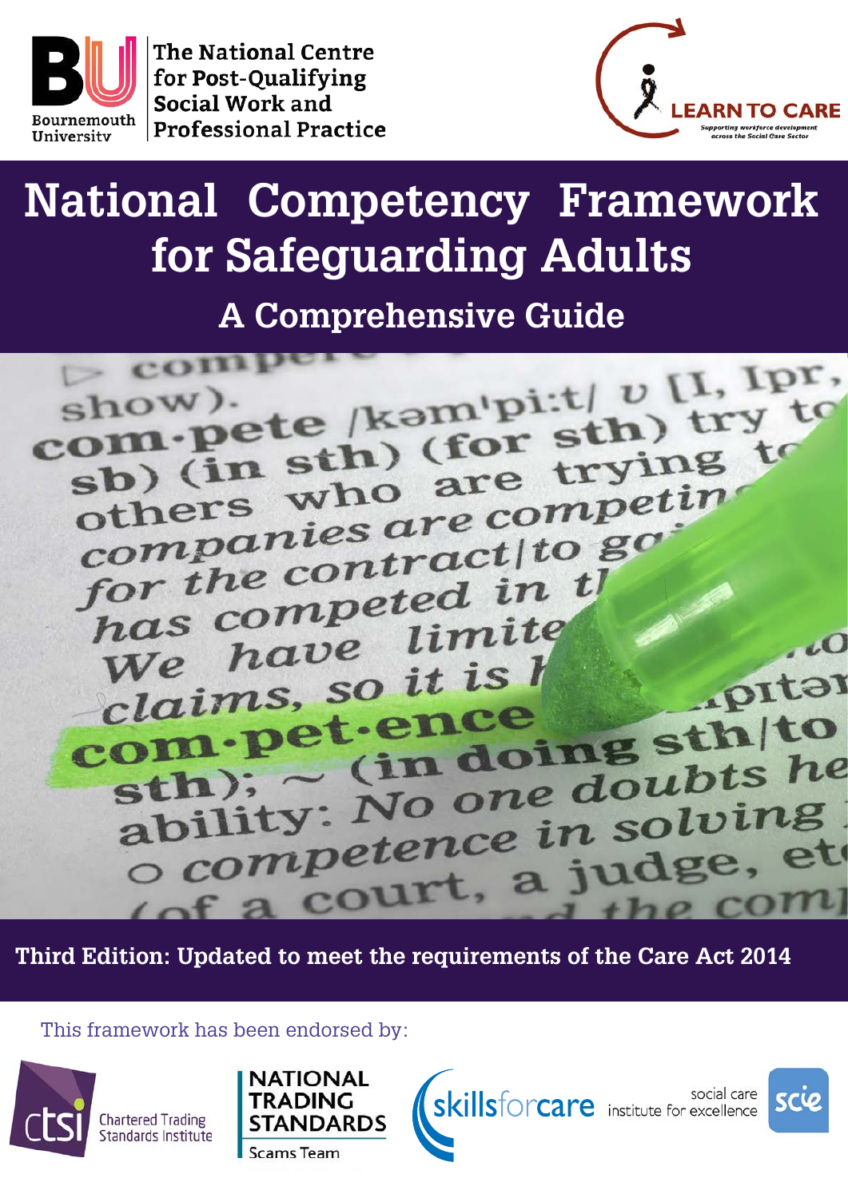Bournemouth University

The National Centre for Post-Qualifying Social Work and Professional Practice

LEARN TO CARE

Supporting workforce development across the Social Care Sector

# National Competency Framework for Safeguarding Adults

## A Comprehensive Guide

**Third Edition: Updated to meet the requirements of the Care Act 2014**

This framework has been endorsed by:

ctsi Chartered Trading Standards Institute

NATIONAL TRADING STANDARDS Scams Team

skillsforcare

social care institute for excellence scie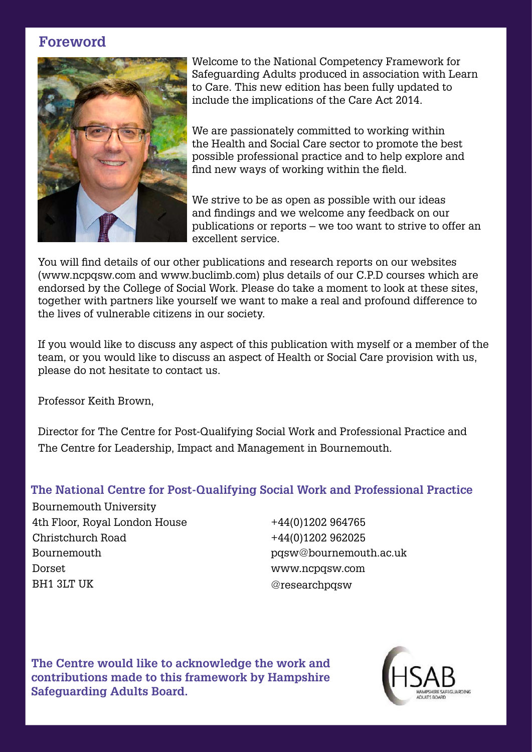# Foreword

Welcome to the National Competency Framework for Safeguarding Adults produced in association with Learn to Care. This new edition has been fully updated to include the implications of the Care Act 2014.

We are passionately committed to working within the Health and Social Care sector to promote the best possible professional practice and to help explore and find new ways of working within the field.

We strive to be as open as possible with our ideas and findings and we welcome any feedback on our publications or reports – we too want to strive to offer an excellent service.

You will find details of our other publications and research reports on our websites (www.ncpqsw.com and www.buclimb.com) plus details of our C.P.D courses which are endorsed by the College of Social Work. Please do take a moment to look at these sites, together with partners like yourself we want to make a real and profound difference to the lives of vulnerable citizens in our society.

If you would like to discuss any aspect of this publication with myself or a member of the team, or you would like to discuss an aspect of Health or Social Care provision with us, please do not hesitate to contact us.

Professor Keith Brown,

Director for The Centre for Post-Qualifying Social Work and Professional Practice and The Centre for Leadership, Impact and Management in Bournemouth.

## The National Centre for Post-Qualifying Social Work and Professional Practice

Bournemouth University
4th Floor, Royal London House
Christchurch Road
Bournemouth
Dorset
BH1 3LT UK

+44(0)1202 964765
+44(0)1202 962025
pqsw@bournemouth.ac.uk
www.ncpqsw.com
@researchpqsw

**The Centre would like to acknowledge the work and contributions made to this framework by Hampshire Safeguarding Adults Board.**

HSAB
HAMPSHIRE SAFEGUARDING ADULTS BOARD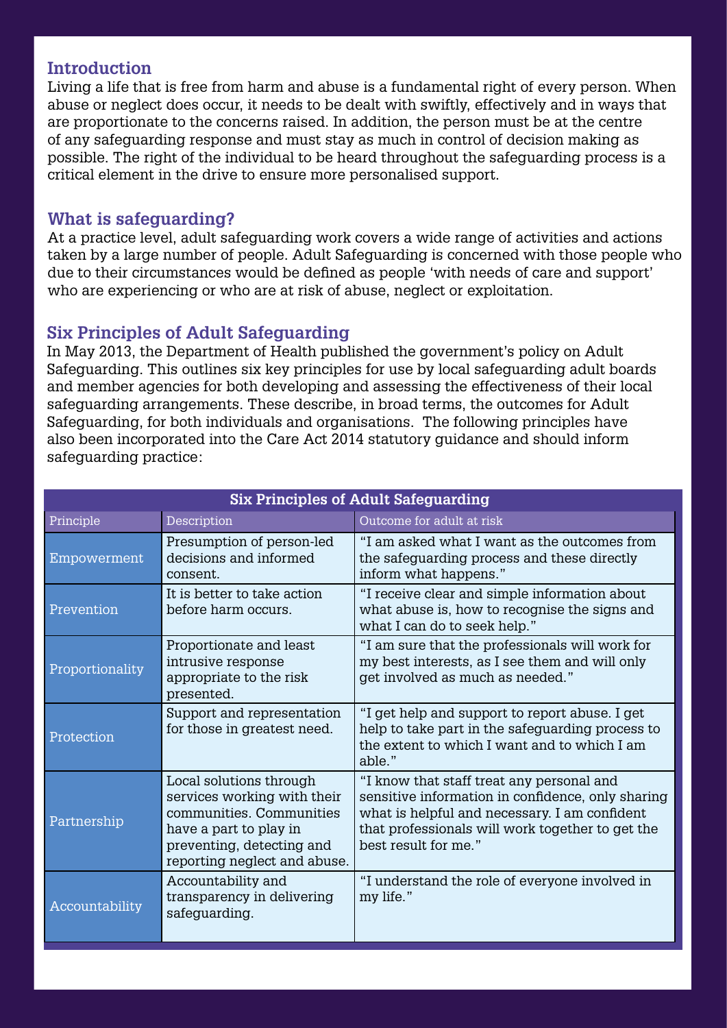## Introduction

Living a life that is free from harm and abuse is a fundamental right of every person. When abuse or neglect does occur, it needs to be dealt with swiftly, effectively and in ways that are proportionate to the concerns raised. In addition, the person must be at the centre of any safeguarding response and must stay as much in control of decision making as possible. The right of the individual to be heard throughout the safeguarding process is a critical element in the drive to ensure more personalised support.

## What is safeguarding?

At a practice level, adult safeguarding work covers a wide range of activities and actions taken by a large number of people. Adult Safeguarding is concerned with those people who due to their circumstances would be defined as people 'with needs of care and support' who are experiencing or who are at risk of abuse, neglect or exploitation.

## Six Principles of Adult Safeguarding

In May 2013, the Department of Health published the government's policy on Adult Safeguarding. This outlines six key principles for use by local safeguarding adult boards and member agencies for both developing and assessing the effectiveness of their local safeguarding arrangements. These describe, in broad terms, the outcomes for Adult Safeguarding, for both individuals and organisations. The following principles have also been incorporated into the Care Act 2014 statutory guidance and should inform safeguarding practice:

**Six Principles of Adult Safeguarding**

| Principle | Description | Outcome for adult at risk |
|---|---|---|
| Empowerment | Presumption of person-led decisions and informed consent. | "I am asked what I want as the outcomes from the safeguarding process and these directly inform what happens." |
| Prevention | It is better to take action before harm occurs. | "I receive clear and simple information about what abuse is, how to recognise the signs and what I can do to seek help." |
| Proportionality | Proportionate and least intrusive response appropriate to the risk presented. | "I am sure that the professionals will work for my best interests, as I see them and will only get involved as much as needed." |
| Protection | Support and representation for those in greatest need. | "I get help and support to report abuse. I get help to take part in the safeguarding process to the extent to which I want and to which I am able." |
| Partnership | Local solutions through services working with their communities. Communities have a part to play in preventing, detecting and reporting neglect and abuse. | "I know that staff treat any personal and sensitive information in confidence, only sharing what is helpful and necessary. I am confident that professionals will work together to get the best result for me." |
| Accountability | Accountability and transparency in delivering safeguarding. | "I understand the role of everyone involved in my life." |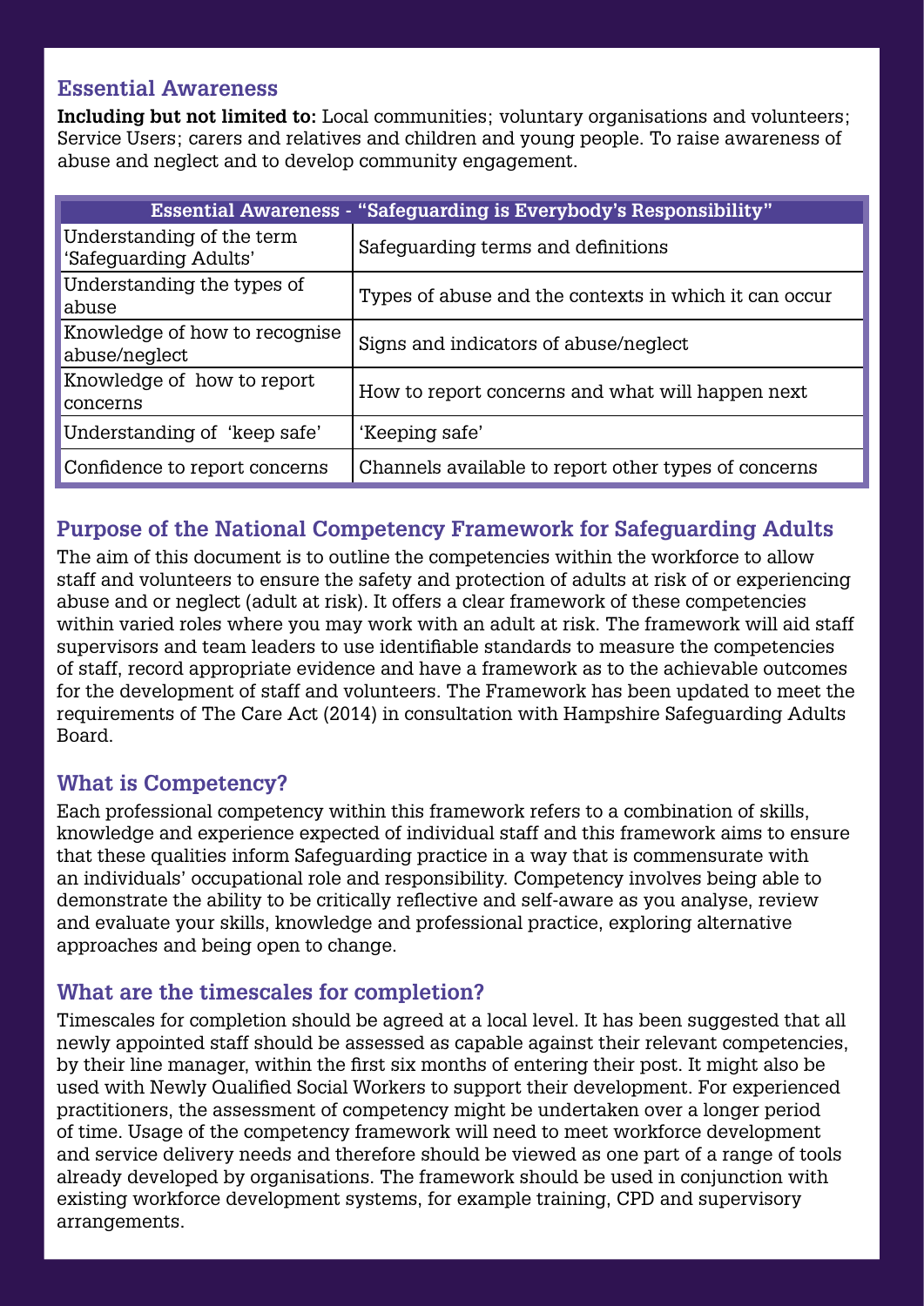## Essential Awareness

**Including but not limited to:** Local communities; voluntary organisations and volunteers; Service Users; carers and relatives and children and young people. To raise awareness of abuse and neglect and to develop community engagement.

| Essential Awareness - "Safeguarding is Everybody's Responsibility" | |
|---|---|
| Understanding of the term 'Safeguarding Adults' | Safeguarding terms and definitions |
| Understanding the types of abuse | Types of abuse and the contexts in which it can occur |
| Knowledge of how to recognise abuse/neglect | Signs and indicators of abuse/neglect |
| Knowledge of how to report concerns | How to report concerns and what will happen next |
| Understanding of 'keep safe' | 'Keeping safe' |
| Confidence to report concerns | Channels available to report other types of concerns |

## Purpose of the National Competency Framework for Safeguarding Adults

The aim of this document is to outline the competencies within the workforce to allow staff and volunteers to ensure the safety and protection of adults at risk of or experiencing abuse and or neglect (adult at risk). It offers a clear framework of these competencies within varied roles where you may work with an adult at risk. The framework will aid staff supervisors and team leaders to use identifiable standards to measure the competencies of staff, record appropriate evidence and have a framework as to the achievable outcomes for the development of staff and volunteers. The Framework has been updated to meet the requirements of The Care Act (2014) in consultation with Hampshire Safeguarding Adults Board.

## What is Competency?

Each professional competency within this framework refers to a combination of skills, knowledge and experience expected of individual staff and this framework aims to ensure that these qualities inform Safeguarding practice in a way that is commensurate with an individuals' occupational role and responsibility. Competency involves being able to demonstrate the ability to be critically reflective and self-aware as you analyse, review and evaluate your skills, knowledge and professional practice, exploring alternative approaches and being open to change.

## What are the timescales for completion?

Timescales for completion should be agreed at a local level. It has been suggested that all newly appointed staff should be assessed as capable against their relevant competencies, by their line manager, within the first six months of entering their post. It might also be used with Newly Qualified Social Workers to support their development. For experienced practitioners, the assessment of competency might be undertaken over a longer period of time. Usage of the competency framework will need to meet workforce development and service delivery needs and therefore should be viewed as one part of a range of tools already developed by organisations. The framework should be used in conjunction with existing workforce development systems, for example training, CPD and supervisory arrangements.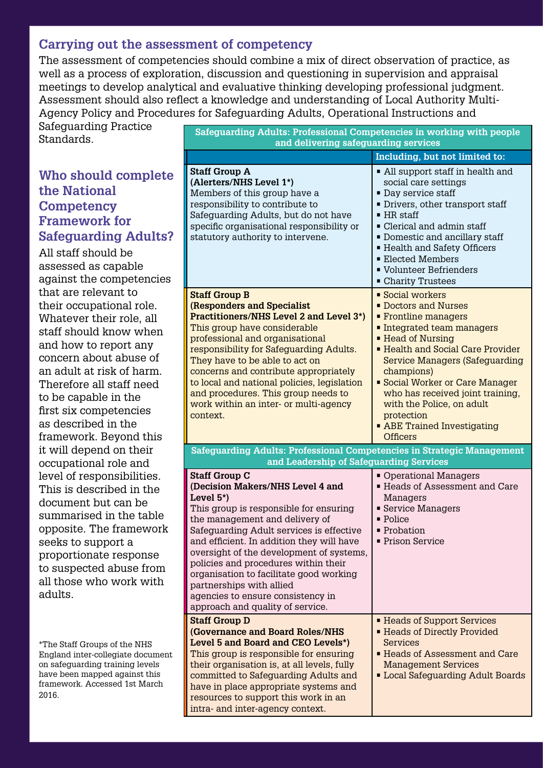## Carrying out the assessment of competency

The assessment of competencies should combine a mix of direct observation of practice, as well as a process of exploration, discussion and questioning in supervision and appraisal meetings to develop analytical and evaluative thinking developing professional judgment. Assessment should also reflect a knowledge and understanding of Local Authority Multi-Agency Policy and Procedures for Safeguarding Adults, Operational Instructions and Safeguarding Practice Standards.

## Who should complete the National Competency Framework for Safeguarding Adults?

All staff should be assessed as capable against the competencies that are relevant to their occupational role. Whatever their role, all staff should know when and how to report any concern about abuse of an adult at risk of harm. Therefore all staff need to be capable in the first six competencies as described in the framework. Beyond this it will depend on their occupational role and level of responsibilities. This is described in the document but can be summarised in the table opposite. The framework seeks to support a proportionate response to suspected abuse from all those who work with adults.

| Safeguarding Adults: Professional Competencies in working with people and delivering safeguarding services | |
|---|---|
| | **Including, but not limited to:** |
| **Staff Group A (Alerters/NHS Level 1*)** Members of this group have a responsibility to contribute to Safeguarding Adults, but do not have specific organisational responsibility or statutory authority to intervene. | ▪ All support staff in health and social care settings ▪ Day service staff ▪ Drivers, other transport staff ▪ HR staff ▪ Clerical and admin staff ▪ Domestic and ancillary staff ▪ Health and Safety Officers ▪ Elected Members ▪ Volunteer Befrienders ▪ Charity Trustees |
| **Staff Group B (Responders and Specialist Practitioners/NHS Level 2 and Level 3*)** This group have considerable professional and organisational responsibility for Safeguarding Adults. They have to be able to act on concerns and contribute appropriately to local and national policies, legislation and procedures. This group needs to work within an inter- or multi-agency context. | ▪ Social workers ▪ Doctors and Nurses ▪ Frontline managers ▪ Integrated team managers ▪ Head of Nursing ▪ Health and Social Care Provider Service Managers (Safeguarding champions) ▪ Social Worker or Care Manager who has received joint training, with the Police, on adult protection ▪ ABE Trained Investigating Officers |
| **Safeguarding Adults: Professional Competencies in Strategic Management and Leadership of Safeguarding Services** | |
| **Staff Group C (Decision Makers/NHS Level 4 and Level 5*)** This group is responsible for ensuring the management and delivery of Safeguarding Adult services is effective and efficient. In addition they will have oversight of the development of systems, policies and procedures within their organisation to facilitate good working partnerships with allied agencies to ensure consistency in approach and quality of service. | ▪ Operational Managers ▪ Heads of Assessment and Care Managers ▪ Service Managers ▪ Police ▪ Probation ▪ Prison Service |
| **Staff Group D (Governance and Board Roles/NHS Level 5 and Board and CEO Levels*)** This group is responsible for ensuring their organisation is, at all levels, fully committed to Safeguarding Adults and have in place appropriate systems and resources to support this work in an intra- and inter-agency context. | ▪ Heads of Support Services ▪ Heads of Directly Provided Services ▪ Heads of Assessment and Care Management Services ▪ Local Safeguarding Adult Boards |

*The Staff Groups of the NHS England inter-collegiate document on safeguarding training levels have been mapped against this framework. Accessed 1st March 2016.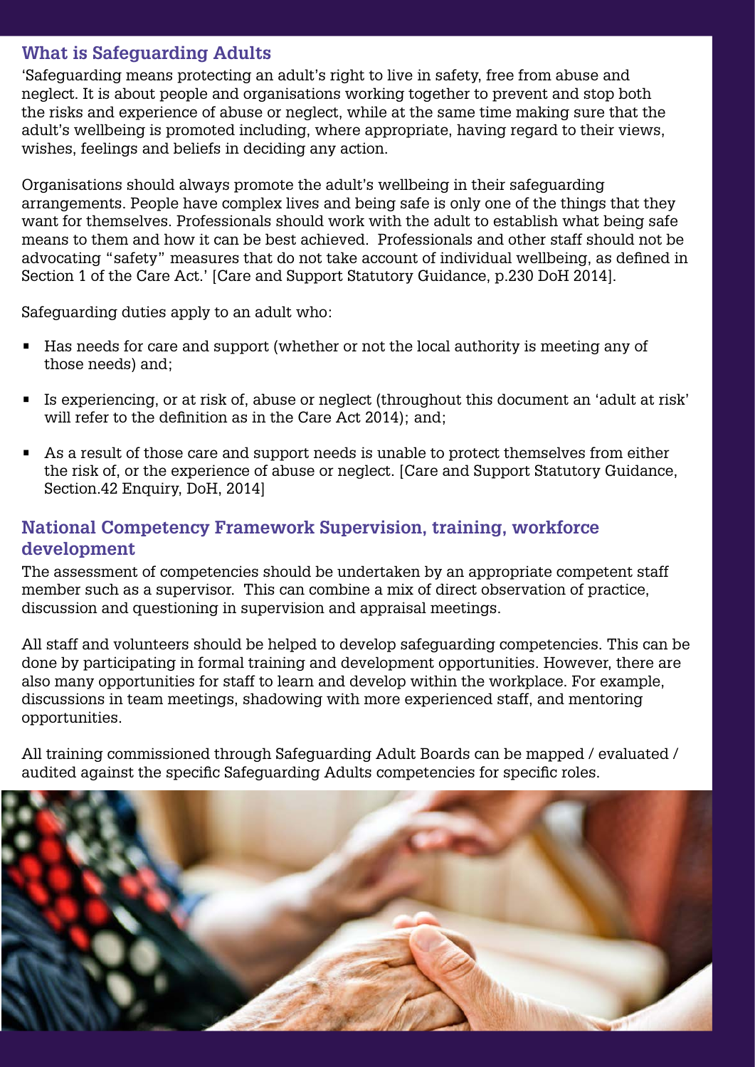## What is Safeguarding Adults

'Safeguarding means protecting an adult's right to live in safety, free from abuse and neglect. It is about people and organisations working together to prevent and stop both the risks and experience of abuse or neglect, while at the same time making sure that the adult's wellbeing is promoted including, where appropriate, having regard to their views, wishes, feelings and beliefs in deciding any action.

Organisations should always promote the adult's wellbeing in their safeguarding arrangements. People have complex lives and being safe is only one of the things that they want for themselves. Professionals should work with the adult to establish what being safe means to them and how it can be best achieved. Professionals and other staff should not be advocating "safety" measures that do not take account of individual wellbeing, as defined in Section 1 of the Care Act.' [Care and Support Statutory Guidance, p.230 DoH 2014].

Safeguarding duties apply to an adult who:

- Has needs for care and support (whether or not the local authority is meeting any of those needs) and;
- Is experiencing, or at risk of, abuse or neglect (throughout this document an 'adult at risk' will refer to the definition as in the Care Act 2014); and;
- As a result of those care and support needs is unable to protect themselves from either the risk of, or the experience of abuse or neglect. [Care and Support Statutory Guidance, Section.42 Enquiry, DoH, 2014]

## National Competency Framework Supervision, training, workforce development

The assessment of competencies should be undertaken by an appropriate competent staff member such as a supervisor. This can combine a mix of direct observation of practice, discussion and questioning in supervision and appraisal meetings.

All staff and volunteers should be helped to develop safeguarding competencies. This can be done by participating in formal training and development opportunities. However, there are also many opportunities for staff to learn and develop within the workplace. For example, discussions in team meetings, shadowing with more experienced staff, and mentoring opportunities.

All training commissioned through Safeguarding Adult Boards can be mapped / evaluated / audited against the specific Safeguarding Adults competencies for specific roles.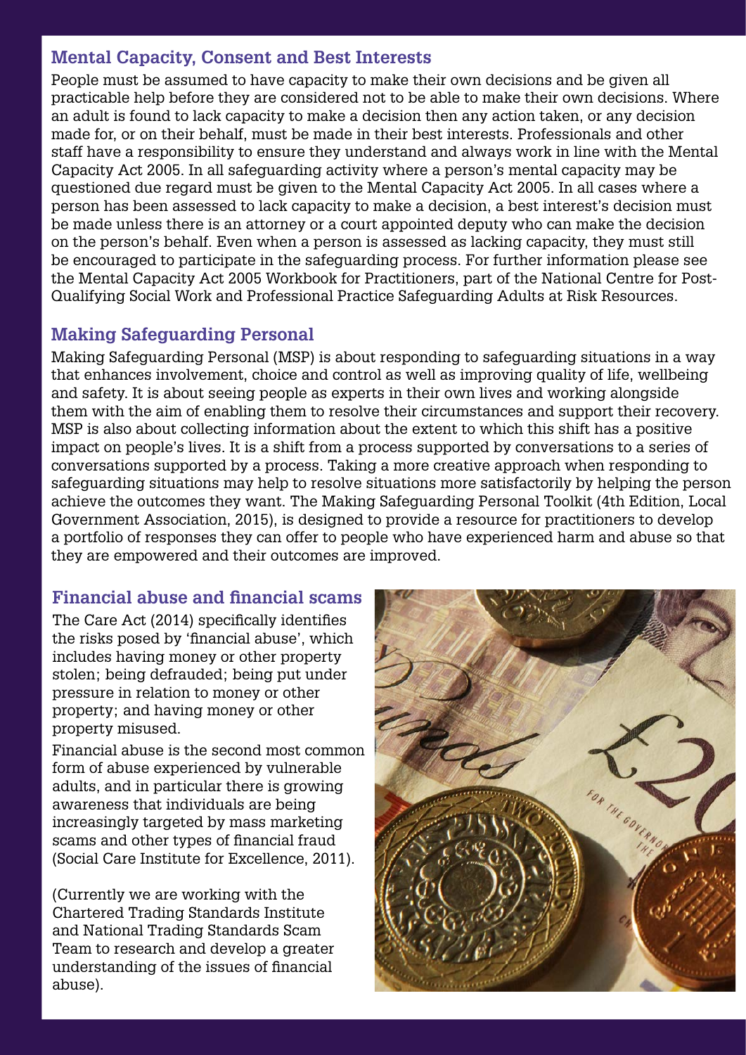## Mental Capacity, Consent and Best Interests

People must be assumed to have capacity to make their own decisions and be given all practicable help before they are considered not to be able to make their own decisions. Where an adult is found to lack capacity to make a decision then any action taken, or any decision made for, or on their behalf, must be made in their best interests. Professionals and other staff have a responsibility to ensure they understand and always work in line with the Mental Capacity Act 2005. In all safeguarding activity where a person's mental capacity may be questioned due regard must be given to the Mental Capacity Act 2005. In all cases where a person has been assessed to lack capacity to make a decision, a best interest's decision must be made unless there is an attorney or a court appointed deputy who can make the decision on the person's behalf. Even when a person is assessed as lacking capacity, they must still be encouraged to participate in the safeguarding process. For further information please see the Mental Capacity Act 2005 Workbook for Practitioners, part of the National Centre for Post-Qualifying Social Work and Professional Practice Safeguarding Adults at Risk Resources.

## Making Safeguarding Personal

Making Safeguarding Personal (MSP) is about responding to safeguarding situations in a way that enhances involvement, choice and control as well as improving quality of life, wellbeing and safety. It is about seeing people as experts in their own lives and working alongside them with the aim of enabling them to resolve their circumstances and support their recovery. MSP is also about collecting information about the extent to which this shift has a positive impact on people's lives. It is a shift from a process supported by conversations to a series of conversations supported by a process. Taking a more creative approach when responding to safeguarding situations may help to resolve situations more satisfactorily by helping the person achieve the outcomes they want. The Making Safeguarding Personal Toolkit (4th Edition, Local Government Association, 2015), is designed to provide a resource for practitioners to develop a portfolio of responses they can offer to people who have experienced harm and abuse so that they are empowered and their outcomes are improved.

## Financial abuse and financial scams

The Care Act (2014) specifically identifies the risks posed by 'financial abuse', which includes having money or other property stolen; being defrauded; being put under pressure in relation to money or other property; and having money or other property misused.

Financial abuse is the second most common form of abuse experienced by vulnerable adults, and in particular there is growing awareness that individuals are being increasingly targeted by mass marketing scams and other types of financial fraud (Social Care Institute for Excellence, 2011).

(Currently we are working with the Chartered Trading Standards Institute and National Trading Standards Scam Team to research and develop a greater understanding of the issues of financial abuse).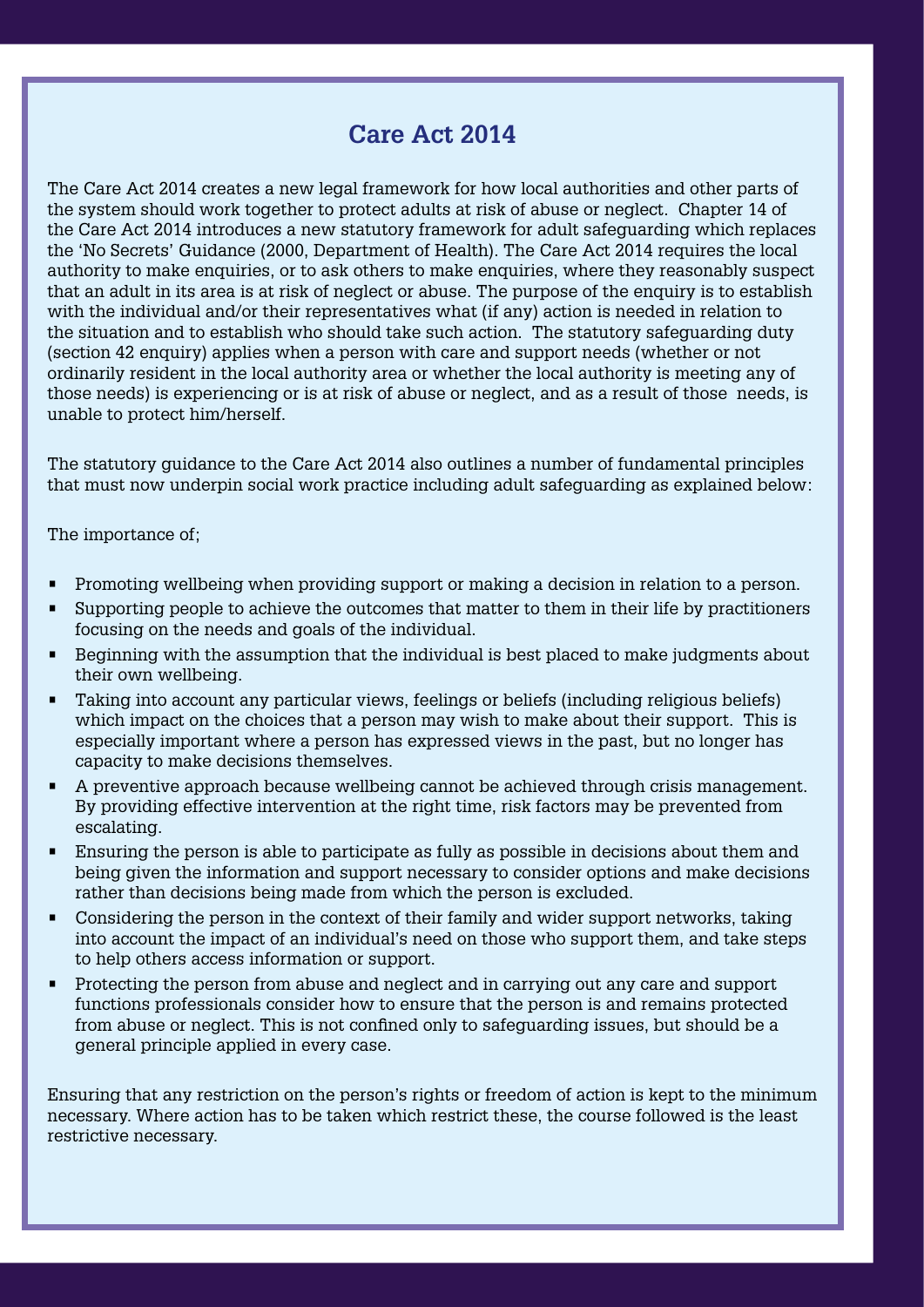## Care Act 2014

The Care Act 2014 creates a new legal framework for how local authorities and other parts of the system should work together to protect adults at risk of abuse or neglect. Chapter 14 of the Care Act 2014 introduces a new statutory framework for adult safeguarding which replaces the 'No Secrets' Guidance (2000, Department of Health). The Care Act 2014 requires the local authority to make enquiries, or to ask others to make enquiries, where they reasonably suspect that an adult in its area is at risk of neglect or abuse. The purpose of the enquiry is to establish with the individual and/or their representatives what (if any) action is needed in relation to the situation and to establish who should take such action. The statutory safeguarding duty (section 42 enquiry) applies when a person with care and support needs (whether or not ordinarily resident in the local authority area or whether the local authority is meeting any of those needs) is experiencing or is at risk of abuse or neglect, and as a result of those needs, is unable to protect him/herself.

The statutory guidance to the Care Act 2014 also outlines a number of fundamental principles that must now underpin social work practice including adult safeguarding as explained below:

The importance of;

- Promoting wellbeing when providing support or making a decision in relation to a person.
- Supporting people to achieve the outcomes that matter to them in their life by practitioners focusing on the needs and goals of the individual.
- Beginning with the assumption that the individual is best placed to make judgments about their own wellbeing.
- Taking into account any particular views, feelings or beliefs (including religious beliefs) which impact on the choices that a person may wish to make about their support. This is especially important where a person has expressed views in the past, but no longer has capacity to make decisions themselves.
- A preventive approach because wellbeing cannot be achieved through crisis management. By providing effective intervention at the right time, risk factors may be prevented from escalating.
- Ensuring the person is able to participate as fully as possible in decisions about them and being given the information and support necessary to consider options and make decisions rather than decisions being made from which the person is excluded.
- Considering the person in the context of their family and wider support networks, taking into account the impact of an individual's need on those who support them, and take steps to help others access information or support.
- Protecting the person from abuse and neglect and in carrying out any care and support functions professionals consider how to ensure that the person is and remains protected from abuse or neglect. This is not confined only to safeguarding issues, but should be a general principle applied in every case.

Ensuring that any restriction on the person's rights or freedom of action is kept to the minimum necessary. Where action has to be taken which restrict these, the course followed is the least restrictive necessary.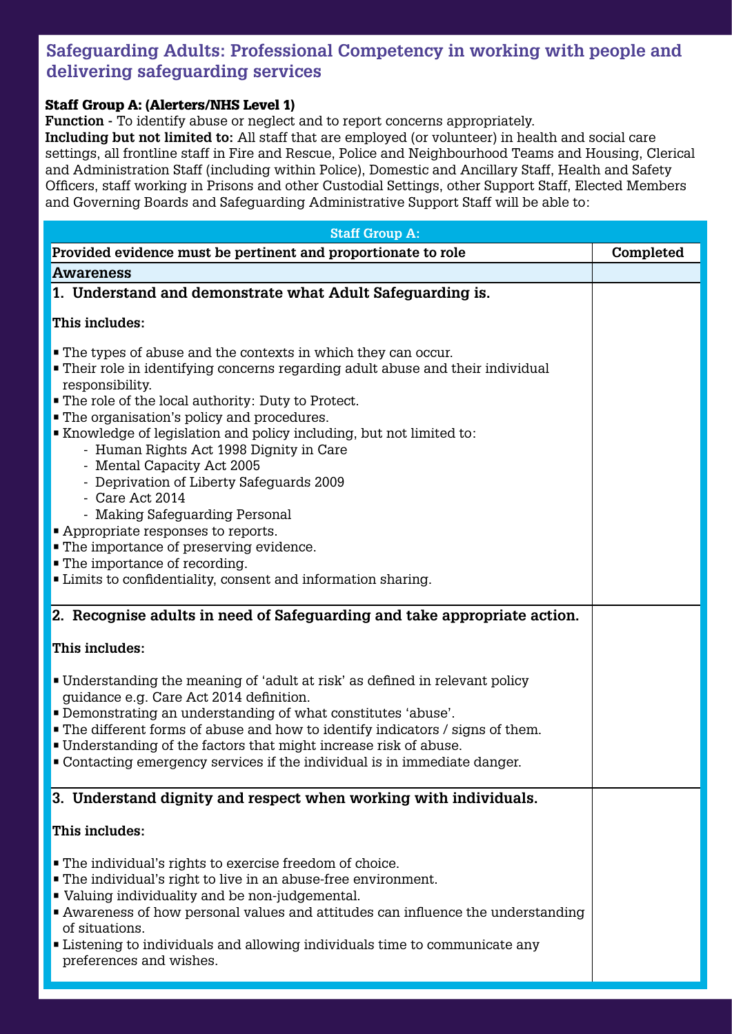## Safeguarding Adults: Professional Competency in working with people and delivering safeguarding services

**Staff Group A: (Alerters/NHS Level 1)**

**Function** - To identify abuse or neglect and to report concerns appropriately.

**Including but not limited to:** All staff that are employed (or volunteer) in health and social care settings, all frontline staff in Fire and Rescue, Police and Neighbourhood Teams and Housing, Clerical and Administration Staff (including within Police), Domestic and Ancillary Staff, Health and Safety Officers, staff working in Prisons and other Custodial Settings, other Support Staff, Elected Members and Governing Boards and Safeguarding Administrative Support Staff will be able to:

| Staff Group A: | |
|---|---|
| **Provided evidence must be pertinent and proportionate to role** | **Completed** |
| **Awareness** | |
| **1. Understand and demonstrate what Adult Safeguarding is.**<br><br>**This includes:**<br><br>▪ The types of abuse and the contexts in which they can occur.<br>▪ Their role in identifying concerns regarding adult abuse and their individual responsibility.<br>▪ The role of the local authority: Duty to Protect.<br>▪ The organisation's policy and procedures.<br>▪ Knowledge of legislation and policy including, but not limited to:<br>- Human Rights Act 1998 Dignity in Care<br>- Mental Capacity Act 2005<br>- Deprivation of Liberty Safeguards 2009<br>- Care Act 2014<br>- Making Safeguarding Personal<br>▪ Appropriate responses to reports.<br>▪ The importance of preserving evidence.<br>▪ The importance of recording.<br>▪ Limits to confidentiality, consent and information sharing. | |
| **2. Recognise adults in need of Safeguarding and take appropriate action.**<br><br>**This includes:**<br><br>▪ Understanding the meaning of 'adult at risk' as defined in relevant policy guidance e.g. Care Act 2014 definition.<br>▪ Demonstrating an understanding of what constitutes 'abuse'.<br>▪ The different forms of abuse and how to identify indicators / signs of them.<br>▪ Understanding of the factors that might increase risk of abuse.<br>▪ Contacting emergency services if the individual is in immediate danger. | |
| **3. Understand dignity and respect when working with individuals.**<br><br>**This includes:**<br><br>▪ The individual's rights to exercise freedom of choice.<br>▪ The individual's right to live in an abuse-free environment.<br>▪ Valuing individuality and be non-judgemental.<br>▪ Awareness of how personal values and attitudes can influence the understanding of situations.<br>▪ Listening to individuals and allowing individuals time to communicate any preferences and wishes. | |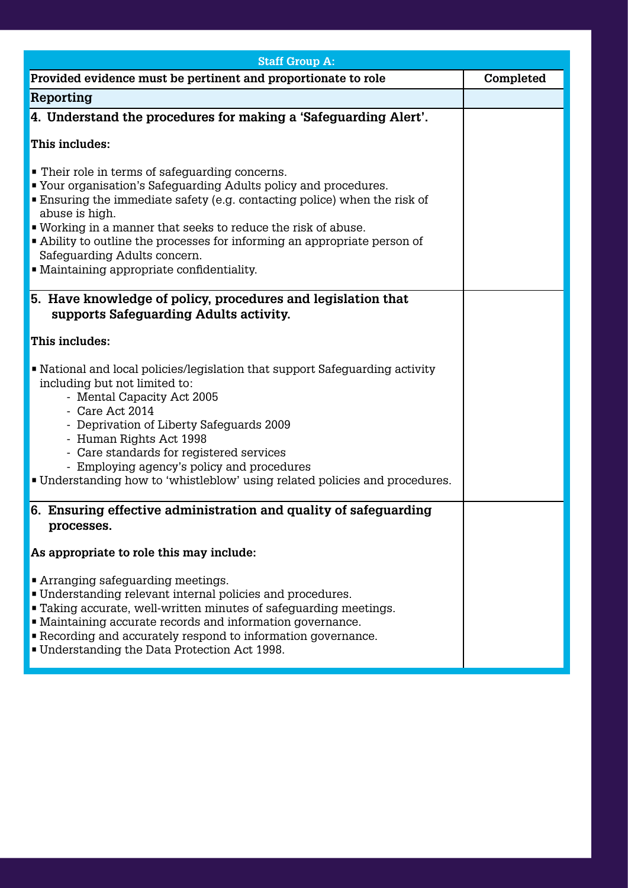| Staff Group A: | |
|---|---|
| **Provided evidence must be pertinent and proportionate to role** | **Completed** |
| **Reporting** | |
| **4. Understand the procedures for making a 'Safeguarding Alert'.**<br><br>**This includes:**<br><br>▪ Their role in terms of safeguarding concerns.<br>▪ Your organisation's Safeguarding Adults policy and procedures.<br>▪ Ensuring the immediate safety (e.g. contacting police) when the risk of abuse is high.<br>▪ Working in a manner that seeks to reduce the risk of abuse.<br>▪ Ability to outline the processes for informing an appropriate person of Safeguarding Adults concern.<br>▪ Maintaining appropriate confidentiality. | |
| **5. Have knowledge of policy, procedures and legislation that supports Safeguarding Adults activity.**<br><br>**This includes:**<br><br>▪ National and local policies/legislation that support Safeguarding activity including but not limited to:<br>- Mental Capacity Act 2005<br>- Care Act 2014<br>- Deprivation of Liberty Safeguards 2009<br>- Human Rights Act 1998<br>- Care standards for registered services<br>- Employing agency's policy and procedures<br>▪ Understanding how to 'whistleblow' using related policies and procedures. | |
| **6. Ensuring effective administration and quality of safeguarding processes.**<br><br>**As appropriate to role this may include:**<br><br>▪ Arranging safeguarding meetings.<br>▪ Understanding relevant internal policies and procedures.<br>▪ Taking accurate, well-written minutes of safeguarding meetings.<br>▪ Maintaining accurate records and information governance.<br>▪ Recording and accurately respond to information governance.<br>▪ Understanding the Data Protection Act 1998. | |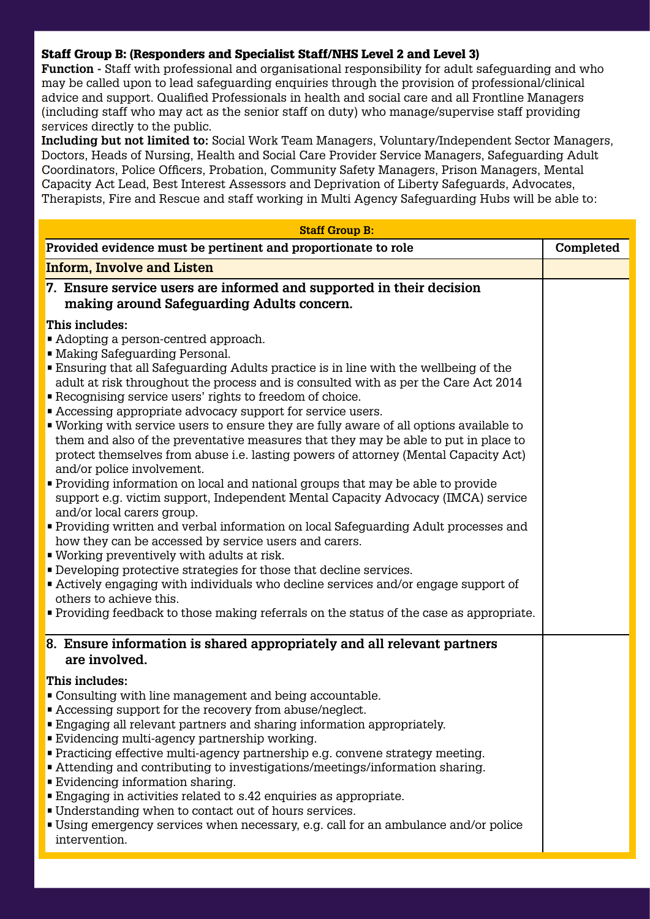### Staff Group B: (Responders and Specialist Staff/NHS Level 2 and Level 3)

**Function -** Staff with professional and organisational responsibility for adult safeguarding and who may be called upon to lead safeguarding enquiries through the provision of professional/clinical advice and support. Qualified Professionals in health and social care and all Frontline Managers (including staff who may act as the senior staff on duty) who manage/supervise staff providing services directly to the public.

**Including but not limited to:** Social Work Team Managers, Voluntary/Independent Sector Managers, Doctors, Heads of Nursing, Health and Social Care Provider Service Managers, Safeguarding Adult Coordinators, Police Officers, Probation, Community Safety Managers, Prison Managers, Mental Capacity Act Lead, Best Interest Assessors and Deprivation of Liberty Safeguards, Advocates, Therapists, Fire and Rescue and staff working in Multi Agency Safeguarding Hubs will be able to:

| Staff Group B: | |
|---|---|
| **Provided evidence must be pertinent and proportionate to role** | **Completed** |
| **Inform, Involve and Listen** | |
| **7. Ensure service users are informed and supported in their decision making around Safeguarding Adults concern.**<br><br>**This includes:**<br>▪ Adopting a person-centred approach.<br>▪ Making Safeguarding Personal.<br>▪ Ensuring that all Safeguarding Adults practice is in line with the wellbeing of the adult at risk throughout the process and is consulted with as per the Care Act 2014<br>▪ Recognising service users' rights to freedom of choice.<br>▪ Accessing appropriate advocacy support for service users.<br>▪ Working with service users to ensure they are fully aware of all options available to them and also of the preventative measures that they may be able to put in place to protect themselves from abuse i.e. lasting powers of attorney (Mental Capacity Act) and/or police involvement.<br>▪ Providing information on local and national groups that may be able to provide support e.g. victim support, Independent Mental Capacity Advocacy (IMCA) service and/or local carers group.<br>▪ Providing written and verbal information on local Safeguarding Adult processes and how they can be accessed by service users and carers.<br>▪ Working preventively with adults at risk.<br>▪ Developing protective strategies for those that decline services.<br>▪ Actively engaging with individuals who decline services and/or engage support of others to achieve this.<br>▪ Providing feedback to those making referrals on the status of the case as appropriate. | |
| **8. Ensure information is shared appropriately and all relevant partners are involved.**<br><br>**This includes:**<br>▪ Consulting with line management and being accountable.<br>▪ Accessing support for the recovery from abuse/neglect.<br>▪ Engaging all relevant partners and sharing information appropriately.<br>▪ Evidencing multi-agency partnership working.<br>▪ Practicing effective multi-agency partnership e.g. convene strategy meeting.<br>▪ Attending and contributing to investigations/meetings/information sharing.<br>▪ Evidencing information sharing.<br>▪ Engaging in activities related to s.42 enquiries as appropriate.<br>▪ Understanding when to contact out of hours services.<br>▪ Using emergency services when necessary, e.g. call for an ambulance and/or police intervention. | |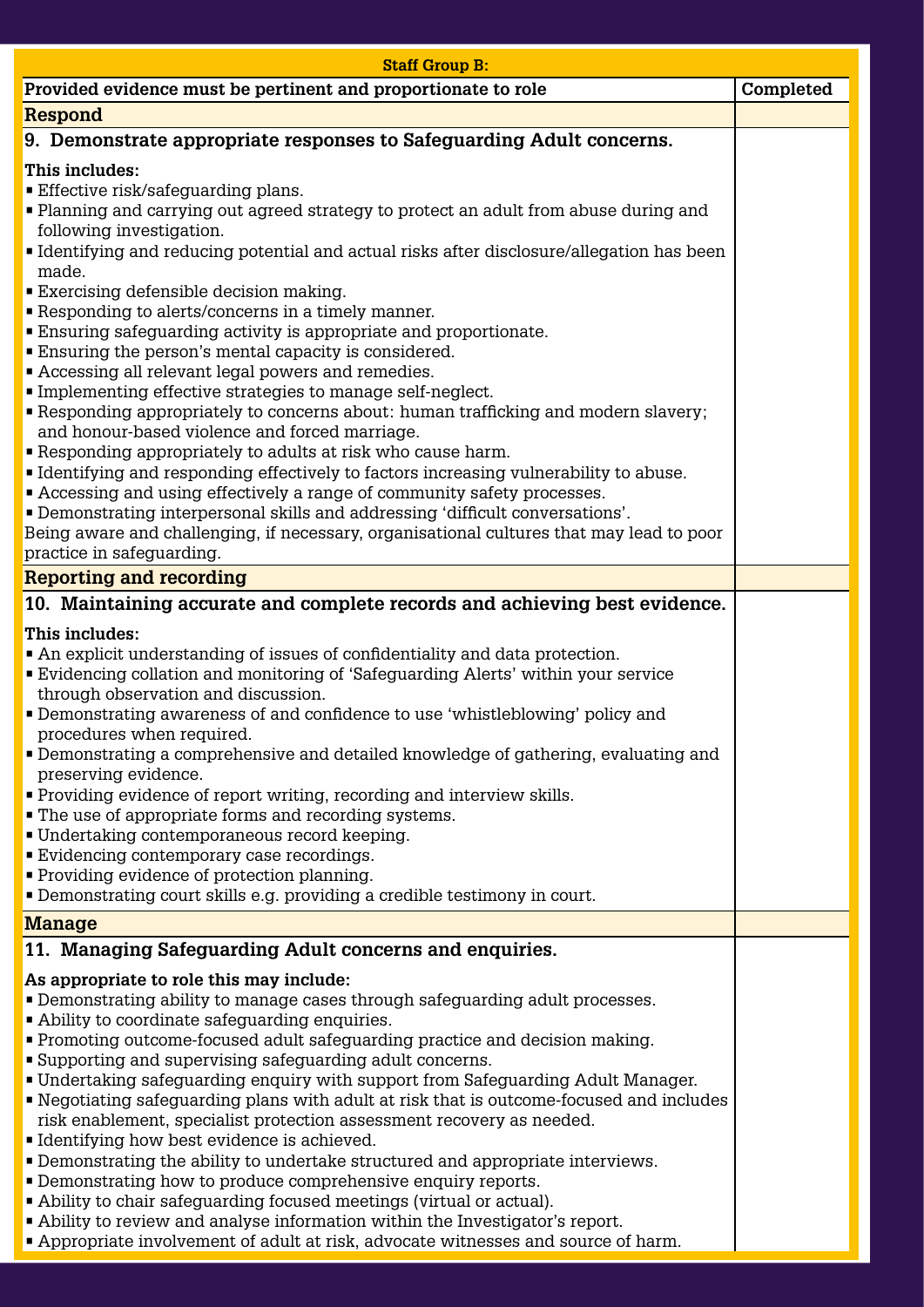| Staff Group B: | |
|---|---|
| **Provided evidence must be pertinent and proportionate to role** | **Completed** |
| **Respond** | |
| **9. Demonstrate appropriate responses to Safeguarding Adult concerns.**<br><br>**This includes:**<br>▪ Effective risk/safeguarding plans.<br>▪ Planning and carrying out agreed strategy to protect an adult from abuse during and following investigation.<br>▪ Identifying and reducing potential and actual risks after disclosure/allegation has been made.<br>▪ Exercising defensible decision making.<br>▪ Responding to alerts/concerns in a timely manner.<br>▪ Ensuring safeguarding activity is appropriate and proportionate.<br>▪ Ensuring the person's mental capacity is considered.<br>▪ Accessing all relevant legal powers and remedies.<br>▪ Implementing effective strategies to manage self-neglect.<br>▪ Responding appropriately to concerns about: human trafficking and modern slavery; and honour-based violence and forced marriage.<br>▪ Responding appropriately to adults at risk who cause harm.<br>▪ Identifying and responding effectively to factors increasing vulnerability to abuse.<br>▪ Accessing and using effectively a range of community safety processes.<br>▪ Demonstrating interpersonal skills and addressing 'difficult conversations'.<br>Being aware and challenging, if necessary, organisational cultures that may lead to poor practice in safeguarding. | |
| **Reporting and recording** | |
| **10. Maintaining accurate and complete records and achieving best evidence.**<br><br>**This includes:**<br>▪ An explicit understanding of issues of confidentiality and data protection.<br>▪ Evidencing collation and monitoring of 'Safeguarding Alerts' within your service through observation and discussion.<br>▪ Demonstrating awareness of and confidence to use 'whistleblowing' policy and procedures when required.<br>▪ Demonstrating a comprehensive and detailed knowledge of gathering, evaluating and preserving evidence.<br>▪ Providing evidence of report writing, recording and interview skills.<br>▪ The use of appropriate forms and recording systems.<br>▪ Undertaking contemporaneous record keeping.<br>▪ Evidencing contemporary case recordings.<br>▪ Providing evidence of protection planning.<br>▪ Demonstrating court skills e.g. providing a credible testimony in court. | |
| **Manage** | |
| **11. Managing Safeguarding Adult concerns and enquiries.**<br><br>**As appropriate to role this may include:**<br>▪ Demonstrating ability to manage cases through safeguarding adult processes.<br>▪ Ability to coordinate safeguarding enquiries.<br>▪ Promoting outcome-focused adult safeguarding practice and decision making.<br>▪ Supporting and supervising safeguarding adult concerns.<br>▪ Undertaking safeguarding enquiry with support from Safeguarding Adult Manager.<br>▪ Negotiating safeguarding plans with adult at risk that is outcome-focused and includes risk enablement, specialist protection assessment recovery as needed.<br>▪ Identifying how best evidence is achieved.<br>▪ Demonstrating the ability to undertake structured and appropriate interviews.<br>▪ Demonstrating how to produce comprehensive enquiry reports.<br>▪ Ability to chair safeguarding focused meetings (virtual or actual).<br>▪ Ability to review and analyse information within the Investigator's report.<br>▪ Appropriate involvement of adult at risk, advocate witnesses and source of harm. | |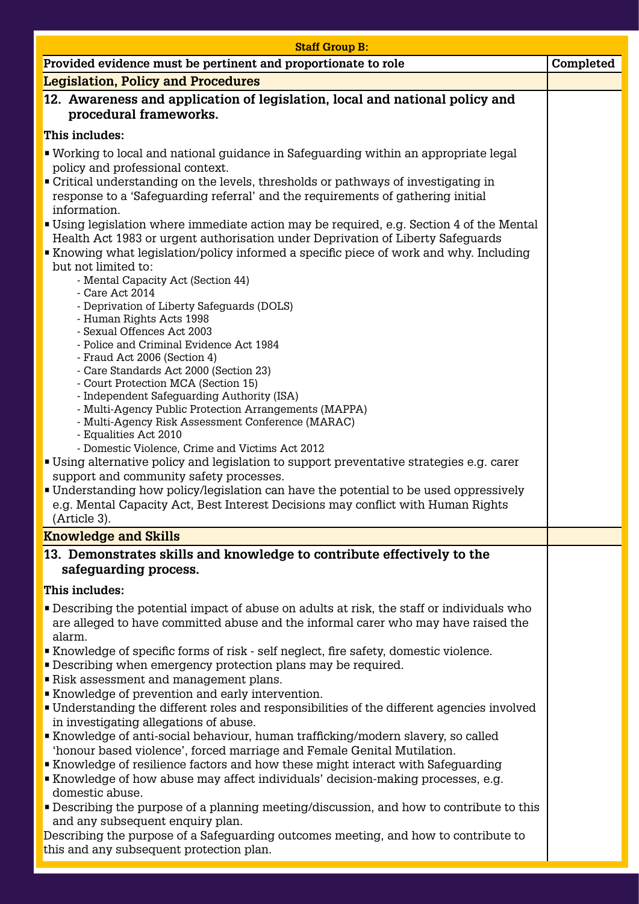| Staff Group B: | |
|---|---|
| **Provided evidence must be pertinent and proportionate to role** | **Completed** |
| **Legislation, Policy and Procedures** | |
| **12. Awareness and application of legislation, local and national policy and procedural frameworks.**<br><br>**This includes:**<br>▪ Working to local and national guidance in Safeguarding within an appropriate legal policy and professional context.<br>▪ Critical understanding on the levels, thresholds or pathways of investigating in response to a 'Safeguarding referral' and the requirements of gathering initial information.<br>▪ Using legislation where immediate action may be required, e.g. Section 4 of the Mental Health Act 1983 or urgent authorisation under Deprivation of Liberty Safeguards<br>▪ Knowing what legislation/policy informed a specific piece of work and why. Including but not limited to:<br>- Mental Capacity Act (Section 44)<br>- Care Act 2014<br>- Deprivation of Liberty Safeguards (DOLS)<br>- Human Rights Acts 1998<br>- Sexual Offences Act 2003<br>- Police and Criminal Evidence Act 1984<br>- Fraud Act 2006 (Section 4)<br>- Care Standards Act 2000 (Section 23)<br>- Court Protection MCA (Section 15)<br>- Independent Safeguarding Authority (ISA)<br>- Multi-Agency Public Protection Arrangements (MAPPA)<br>- Multi-Agency Risk Assessment Conference (MARAC)<br>- Equalities Act 2010<br>- Domestic Violence, Crime and Victims Act 2012<br>▪ Using alternative policy and legislation to support preventative strategies e.g. carer support and community safety processes.<br>▪ Understanding how policy/legislation can have the potential to be used oppressively e.g. Mental Capacity Act, Best Interest Decisions may conflict with Human Rights (Article 3). | |
| **Knowledge and Skills** | |
| **13. Demonstrates skills and knowledge to contribute effectively to the safeguarding process.**<br><br>**This includes:**<br>▪ Describing the potential impact of abuse on adults at risk, the staff or individuals who are alleged to have committed abuse and the informal carer who may have raised the alarm.<br>▪ Knowledge of specific forms of risk - self neglect, fire safety, domestic violence.<br>▪ Describing when emergency protection plans may be required.<br>▪ Risk assessment and management plans.<br>▪ Knowledge of prevention and early intervention.<br>▪ Understanding the different roles and responsibilities of the different agencies involved in investigating allegations of abuse.<br>▪ Knowledge of anti-social behaviour, human trafficking/modern slavery, so called 'honour based violence', forced marriage and Female Genital Mutilation.<br>▪ Knowledge of resilience factors and how these might interact with Safeguarding<br>▪ Knowledge of how abuse may affect individuals' decision-making processes, e.g. domestic abuse.<br>▪ Describing the purpose of a planning meeting/discussion, and how to contribute to this and any subsequent enquiry plan.<br>Describing the purpose of a Safeguarding outcomes meeting, and how to contribute to this and any subsequent protection plan. | |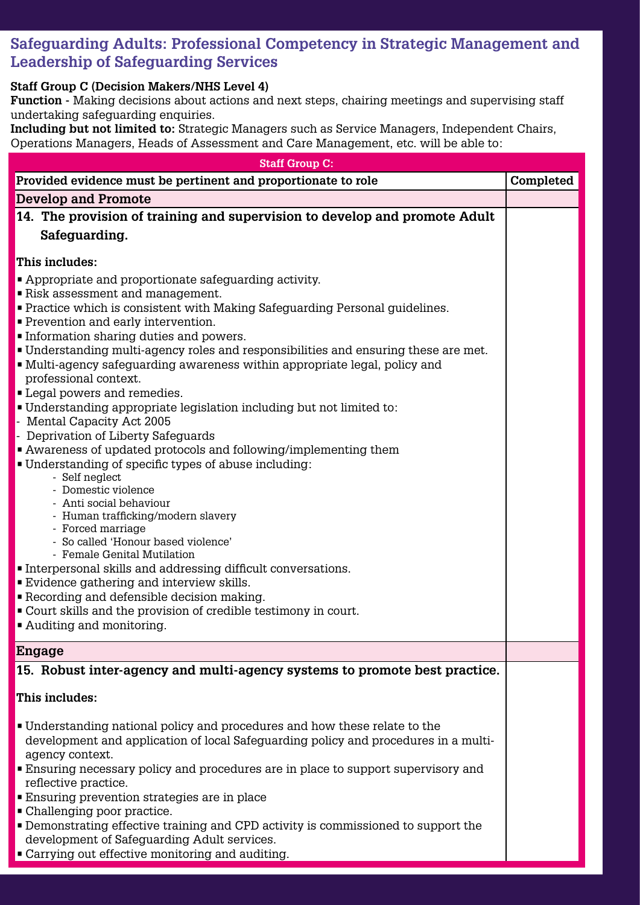## Safeguarding Adults: Professional Competency in Strategic Management and Leadership of Safeguarding Services

**Staff Group C (Decision Makers/NHS Level 4)**

**Function -** Making decisions about actions and next steps, chairing meetings and supervising staff undertaking safeguarding enquiries.

**Including but not limited to:** Strategic Managers such as Service Managers, Independent Chairs, Operations Managers, Heads of Assessment and Care Management, etc. will be able to:

| Staff Group C: | |
|---|---|
| **Provided evidence must be pertinent and proportionate to role** | **Completed** |
| **Develop and Promote** | |
| **14. The provision of training and supervision to develop and promote Adult Safeguarding.**<br><br>**This includes:**<br>▪ Appropriate and proportionate safeguarding activity.<br>▪ Risk assessment and management.<br>▪ Practice which is consistent with Making Safeguarding Personal guidelines.<br>▪ Prevention and early intervention.<br>▪ Information sharing duties and powers.<br>▪ Understanding multi-agency roles and responsibilities and ensuring these are met.<br>▪ Multi-agency safeguarding awareness within appropriate legal, policy and professional context.<br>▪ Legal powers and remedies.<br>▪ Understanding appropriate legislation including but not limited to:<br>- Mental Capacity Act 2005<br>- Deprivation of Liberty Safeguards<br>▪ Awareness of updated protocols and following/implementing them<br>▪ Understanding of specific types of abuse including:<br>- Self neglect<br>- Domestic violence<br>- Anti social behaviour<br>- Human trafficking/modern slavery<br>- Forced marriage<br>- So called 'Honour based violence'<br>- Female Genital Mutilation<br>▪ Interpersonal skills and addressing difficult conversations.<br>▪ Evidence gathering and interview skills.<br>▪ Recording and defensible decision making.<br>▪ Court skills and the provision of credible testimony in court.<br>▪ Auditing and monitoring. | |
| **Engage** | |
| **15. Robust inter-agency and multi-agency systems to promote best practice.**<br><br>**This includes:**<br>▪ Understanding national policy and procedures and how these relate to the development and application of local Safeguarding policy and procedures in a multi-agency context.<br>▪ Ensuring necessary policy and procedures are in place to support supervisory and reflective practice.<br>▪ Ensuring prevention strategies are in place<br>▪ Challenging poor practice.<br>▪ Demonstrating effective training and CPD activity is commissioned to support the development of Safeguarding Adult services.<br>▪ Carrying out effective monitoring and auditing. | |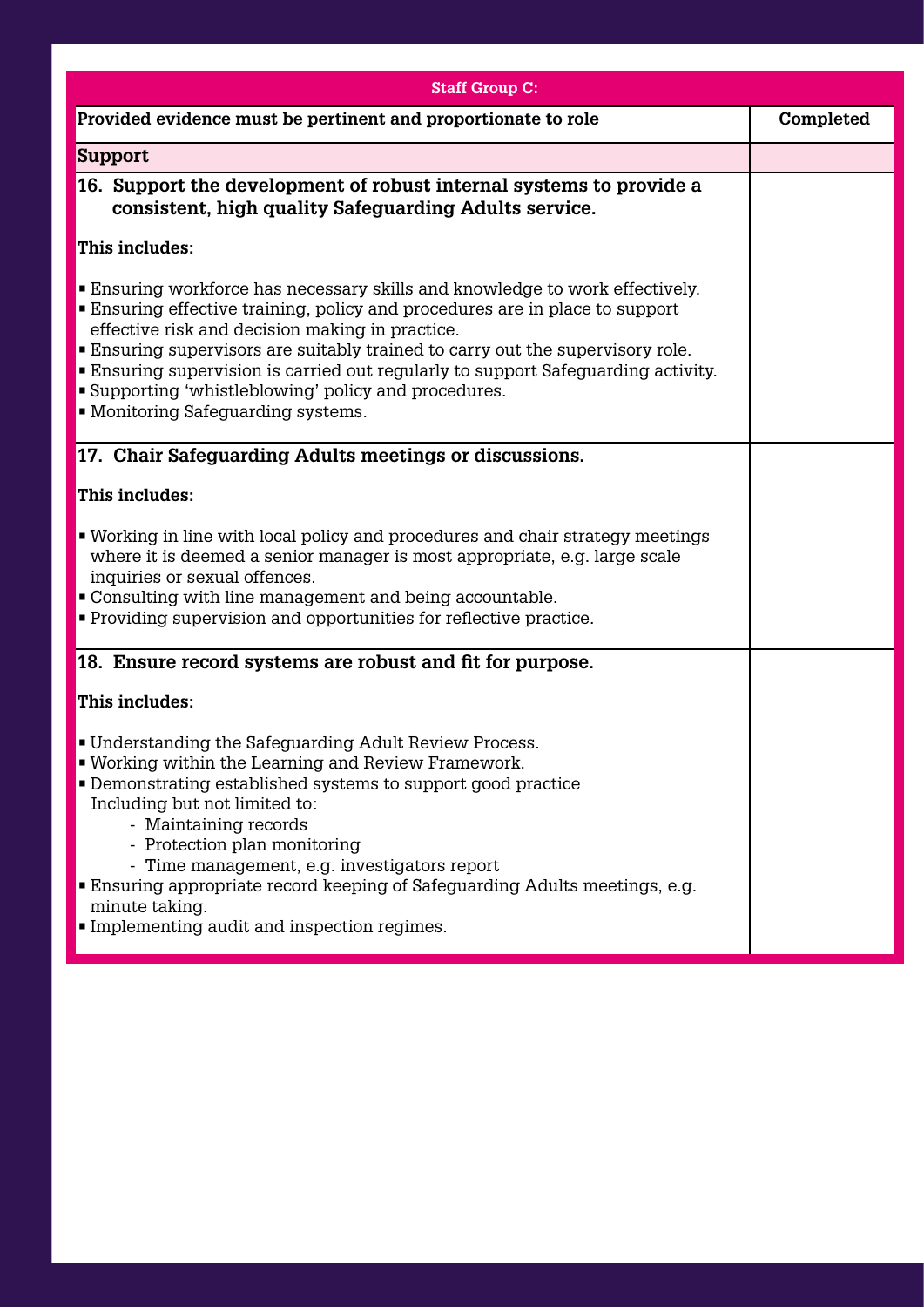| Staff Group C: | |
|---|---|
| **Provided evidence must be pertinent and proportionate to role** | **Completed** |
| **Support** | |
| **16. Support the development of robust internal systems to provide a consistent, high quality Safeguarding Adults service.**<br><br>**This includes:**<br><br>▪ Ensuring workforce has necessary skills and knowledge to work effectively.<br>▪ Ensuring effective training, policy and procedures are in place to support effective risk and decision making in practice.<br>▪ Ensuring supervisors are suitably trained to carry out the supervisory role.<br>▪ Ensuring supervision is carried out regularly to support Safeguarding activity.<br>▪ Supporting 'whistleblowing' policy and procedures.<br>▪ Monitoring Safeguarding systems. | |
| **17. Chair Safeguarding Adults meetings or discussions.**<br><br>**This includes:**<br><br>▪ Working in line with local policy and procedures and chair strategy meetings where it is deemed a senior manager is most appropriate, e.g. large scale inquiries or sexual offences.<br>▪ Consulting with line management and being accountable.<br>▪ Providing supervision and opportunities for reflective practice. | |
| **18. Ensure record systems are robust and fit for purpose.**<br><br>**This includes:**<br><br>▪ Understanding the Safeguarding Adult Review Process.<br>▪ Working within the Learning and Review Framework.<br>▪ Demonstrating established systems to support good practice Including but not limited to:<br>- Maintaining records<br>- Protection plan monitoring<br>- Time management, e.g. investigators report<br>▪ Ensuring appropriate record keeping of Safeguarding Adults meetings, e.g. minute taking.<br>▪ Implementing audit and inspection regimes. | |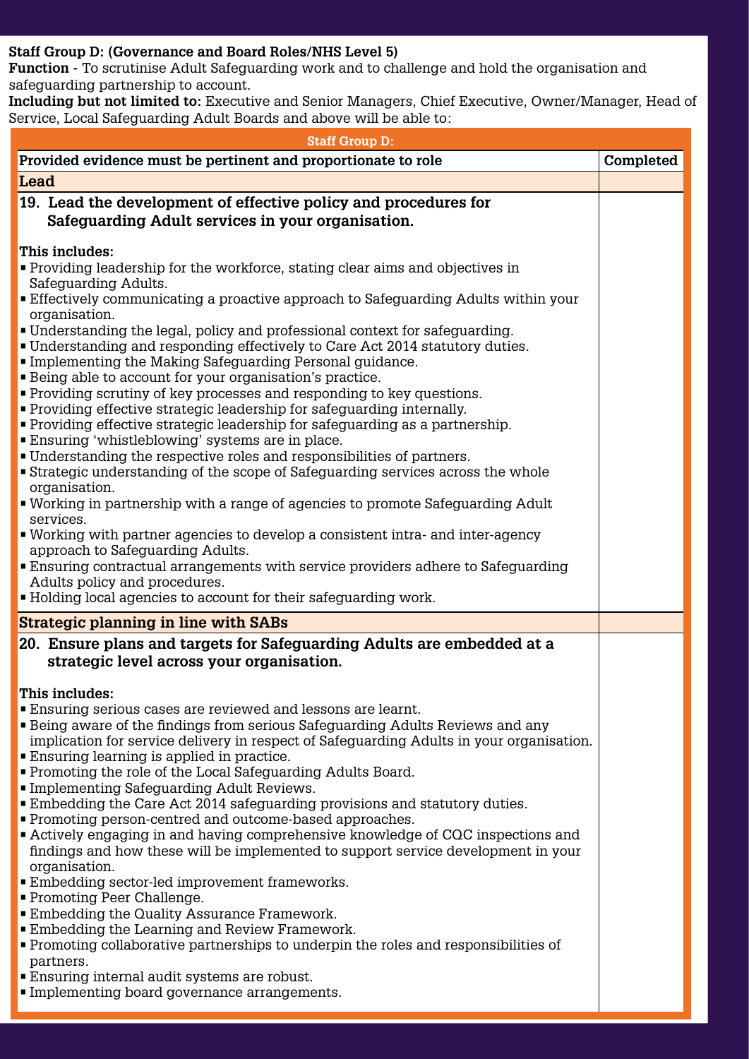**Staff Group D: (Governance and Board Roles/NHS Level 5)**

**Function** - To scrutinise Adult Safeguarding work and to challenge and hold the organisation and safeguarding partnership to account.

**Including but not limited to:** Executive and Senior Managers, Chief Executive, Owner/Manager, Head of Service, Local Safeguarding Adult Boards and above will be able to:

| Staff Group D: | |
|---|---|
| **Provided evidence must be pertinent and proportionate to role** | **Completed** |
| **Lead** | |
| **19. Lead the development of effective policy and procedures for Safeguarding Adult services in your organisation.**<br><br>**This includes:**<br>▪ Providing leadership for the workforce, stating clear aims and objectives in Safeguarding Adults.<br>▪ Effectively communicating a proactive approach to Safeguarding Adults within your organisation.<br>▪ Understanding the legal, policy and professional context for safeguarding.<br>▪ Understanding and responding effectively to Care Act 2014 statutory duties.<br>▪ Implementing the Making Safeguarding Personal guidance.<br>▪ Being able to account for your organisation's practice.<br>▪ Providing scrutiny of key processes and responding to key questions.<br>▪ Providing effective strategic leadership for safeguarding internally.<br>▪ Providing effective strategic leadership for safeguarding as a partnership.<br>▪ Ensuring 'whistleblowing' systems are in place.<br>▪ Understanding the respective roles and responsibilities of partners.<br>▪ Strategic understanding of the scope of Safeguarding services across the whole organisation.<br>▪ Working in partnership with a range of agencies to promote Safeguarding Adult services.<br>▪ Working with partner agencies to develop a consistent intra- and inter-agency approach to Safeguarding Adults.<br>▪ Ensuring contractual arrangements with service providers adhere to Safeguarding Adults policy and procedures.<br>▪ Holding local agencies to account for their safeguarding work. | |
| **Strategic planning in line with SABs** | |
| **20. Ensure plans and targets for Safeguarding Adults are embedded at a strategic level across your organisation.**<br><br>**This includes:**<br>▪ Ensuring serious cases are reviewed and lessons are learnt.<br>▪ Being aware of the findings from serious Safeguarding Adults Reviews and any implication for service delivery in respect of Safeguarding Adults in your organisation.<br>▪ Ensuring learning is applied in practice.<br>▪ Promoting the role of the Local Safeguarding Adults Board.<br>▪ Implementing Safeguarding Adult Reviews.<br>▪ Embedding the Care Act 2014 safeguarding provisions and statutory duties.<br>▪ Promoting person-centred and outcome-based approaches.<br>▪ Actively engaging in and having comprehensive knowledge of CQC inspections and findings and how these will be implemented to support service development in your organisation.<br>▪ Embedding sector-led improvement frameworks.<br>▪ Promoting Peer Challenge.<br>▪ Embedding the Quality Assurance Framework.<br>▪ Embedding the Learning and Review Framework.<br>▪ Promoting collaborative partnerships to underpin the roles and responsibilities of partners.<br>▪ Ensuring internal audit systems are robust.<br>▪ Implementing board governance arrangements. | |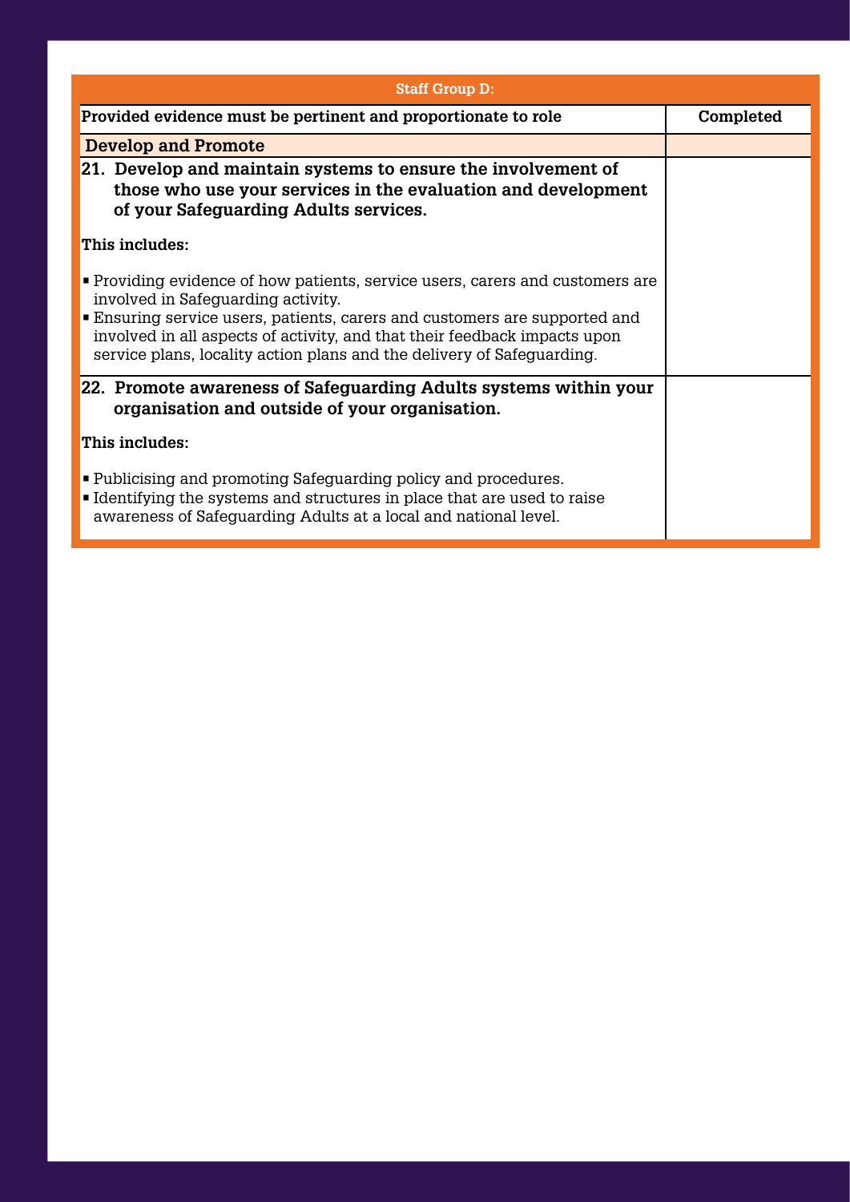| Staff Group D: | |
|---|---|
| **Provided evidence must be pertinent and proportionate to role** | **Completed** |
| **Develop and Promote** | |
| **21. Develop and maintain systems to ensure the involvement of those who use your services in the evaluation and development of your Safeguarding Adults services.**<br><br>**This includes:**<br><br>▪ Providing evidence of how patients, service users, carers and customers are involved in Safeguarding activity.<br>▪ Ensuring service users, patients, carers and customers are supported and involved in all aspects of activity, and that their feedback impacts upon service plans, locality action plans and the delivery of Safeguarding. | |
| **22. Promote awareness of Safeguarding Adults systems within your organisation and outside of your organisation.**<br><br>**This includes:**<br><br>▪ Publicising and promoting Safeguarding policy and procedures.<br>▪ Identifying the systems and structures in place that are used to raise awareness of Safeguarding Adults at a local and national level. | |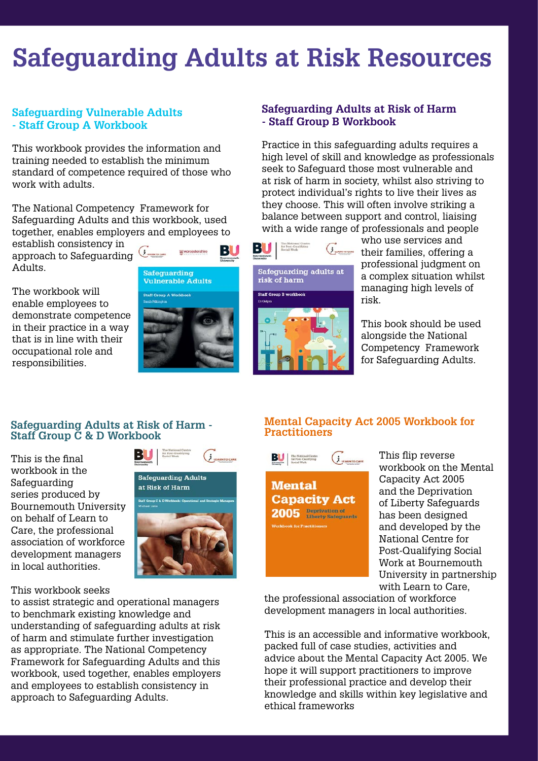# Safeguarding Adults at Risk Resources

## Safeguarding Vulnerable Adults - Staff Group A Workbook

This workbook provides the information and training needed to establish the minimum standard of competence required of those who work with adults.

The National Competency Framework for Safeguarding Adults and this workbook, used together, enables employers and employees to establish consistency in approach to Safeguarding Adults.

The workbook will enable employees to demonstrate competence in their practice in a way that is in line with their occupational role and responsibilities.

## Safeguarding Adults at Risk of Harm - Staff Group B Workbook

Practice in this safeguarding adults requires a high level of skill and knowledge as professionals seek to Safeguard those most vulnerable and at risk of harm in society, whilst also striving to protect individual's rights to live their lives as they choose. This will often involve striking a balance between support and control, liaising with a wide range of professionals and people who use services and their families, offering a professional judgment on a complex situation whilst managing high levels of risk.

This book should be used alongside the National Competency Framework for Safeguarding Adults.

## Safeguarding Adults at Risk of Harm - Staff Group C & D Workbook

This is the final workbook in the Safeguarding series produced by Bournemouth University on behalf of Learn to Care, the professional association of workforce development managers in local authorities.

This workbook seeks to assist strategic and operational managers to benchmark existing knowledge and understanding of safeguarding adults at risk of harm and stimulate further investigation as appropriate. The National Competency Framework for Safeguarding Adults and this workbook, used together, enables employers and employees to establish consistency in approach to Safeguarding Adults.

## Mental Capacity Act 2005 Workbook for Practitioners

This flip reverse workbook on the Mental Capacity Act 2005 and the Deprivation of Liberty Safeguards has been designed and developed by the National Centre for Post-Qualifying Social Work at Bournemouth University in partnership with Learn to Care, the professional association of workforce development managers in local authorities.

This is an accessible and informative workbook, packed full of case studies, activities and advice about the Mental Capacity Act 2005. We hope it will support practitioners to improve their professional practice and develop their knowledge and skills within key legislative and ethical frameworks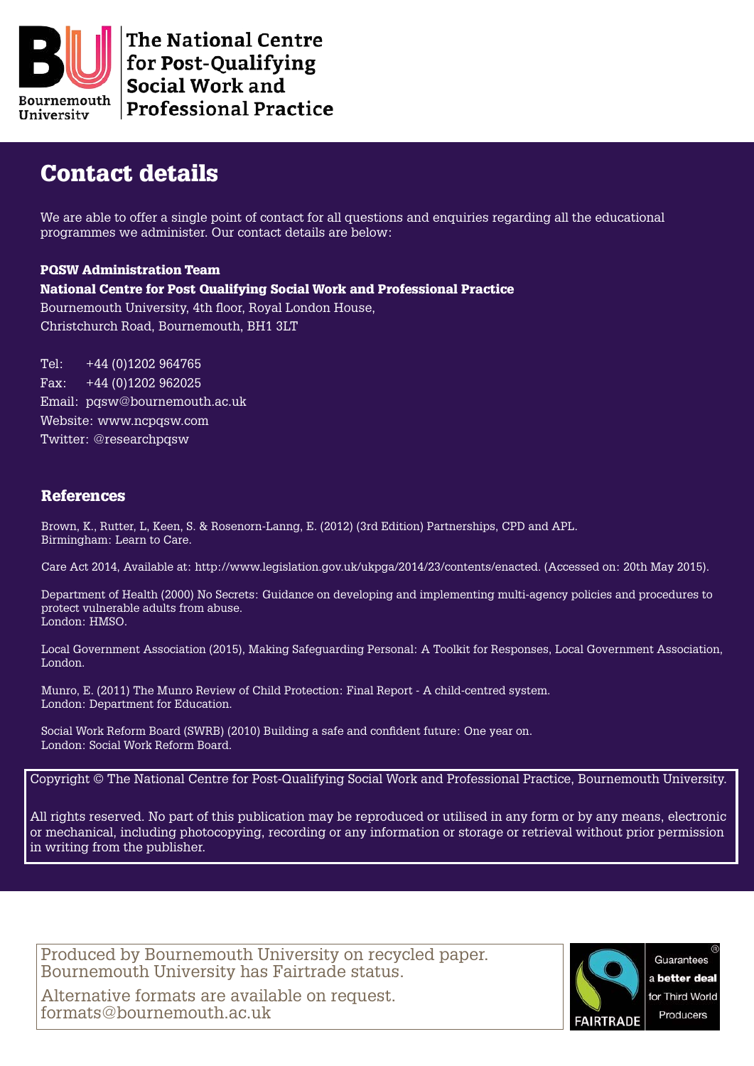The National Centre for Post-Qualifying Social Work and Professional Practice

Bournemouth University

## Contact details

We are able to offer a single point of contact for all questions and enquiries regarding all the educational programmes we administer. Our contact details are below:

**PQSW Administration Team**
**National Centre for Post Qualifying Social Work and Professional Practice**
Bournemouth University, 4th floor, Royal London House,
Christchurch Road, Bournemouth, BH1 3LT

Tel: +44 (0)1202 964765
Fax: +44 (0)1202 962025
Email: pqsw@bournemouth.ac.uk
Website: www.ncpqsw.com
Twitter: @researchpqsw

## References

Brown, K., Rutter, L, Keen, S. & Rosenorn-Lanng, E. (2012) (3rd Edition) Partnerships, CPD and APL. Birmingham: Learn to Care.

Care Act 2014, Available at: http://www.legislation.gov.uk/ukpga/2014/23/contents/enacted. (Accessed on: 20th May 2015).

Department of Health (2000) No Secrets: Guidance on developing and implementing multi-agency policies and procedures to protect vulnerable adults from abuse.
London: HMSO.

Local Government Association (2015), Making Safeguarding Personal: A Toolkit for Responses, Local Government Association, London.

Munro, E. (2011) The Munro Review of Child Protection: Final Report - A child-centred system.
London: Department for Education.

Social Work Reform Board (SWRB) (2010) Building a safe and confident future: One year on.
London: Social Work Reform Board.

Copyright © The National Centre for Post-Qualifying Social Work and Professional Practice, Bournemouth University.

All rights reserved. No part of this publication may be reproduced or utilised in any form or by any means, electronic or mechanical, including photocopying, recording or any information or storage or retrieval without prior permission in writing from the publisher.

Produced by Bournemouth University on recycled paper.
Bournemouth University has Fairtrade status.

Alternative formats are available on request.
formats@bournemouth.ac.uk

FAIRTRADE — Guarantees a **better deal** for Third World Producers